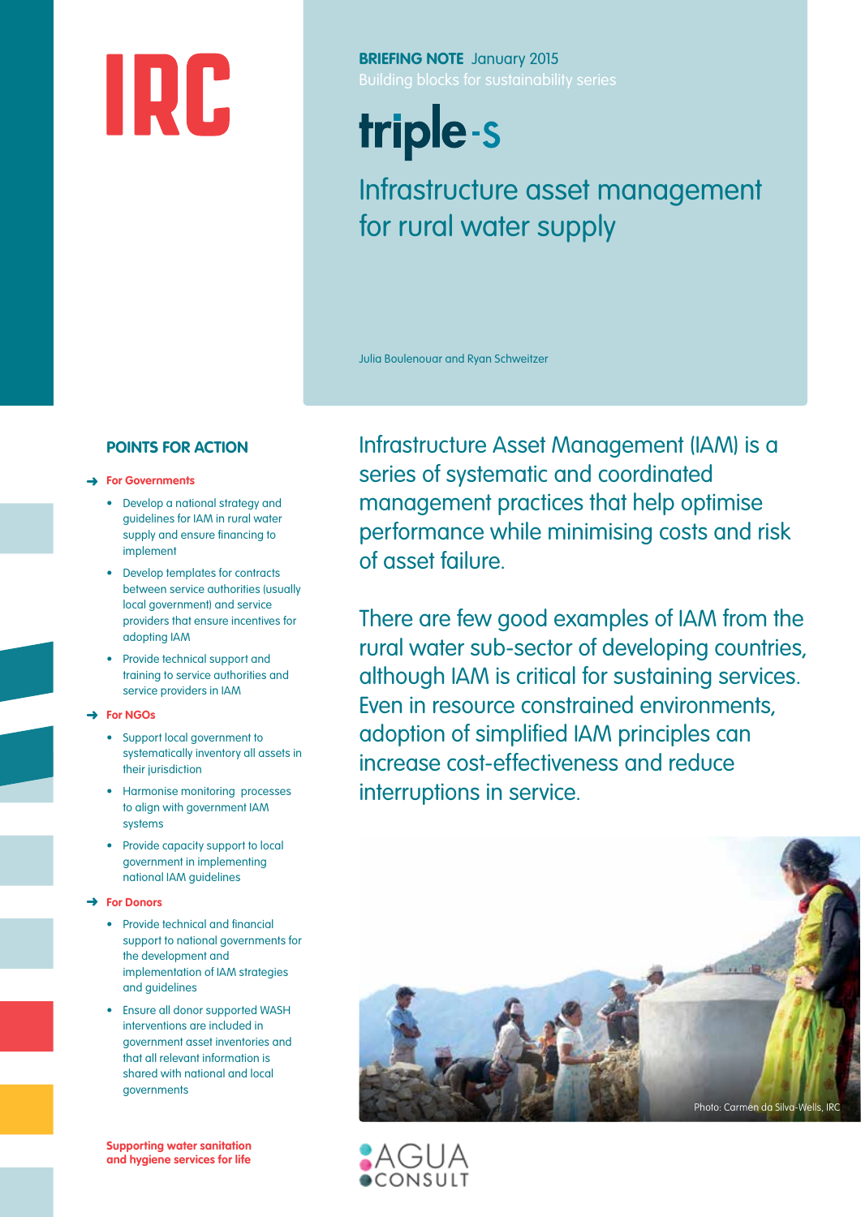IRC

**BRIEFING NOTE** January 2015
Building blocks for sustainability series

triple-s

# Infrastructure asset management for rural water supply

Julia Boulenouar and Ryan Schweitzer

Infrastructure Asset Management (IAM) is a series of systematic and coordinated management practices that help optimise performance while minimising costs and risk of asset failure.

There are few good examples of IAM from the rural water sub-sector of developing countries, although IAM is critical for sustaining services. Even in resource constrained environments, adoption of simplified IAM principles can increase cost-effectiveness and reduce interruptions in service.

## POINTS FOR ACTION

**For Governments**

- Develop a national strategy and guidelines for IAM in rural water supply and ensure financing to implement
- Develop templates for contracts between service authorities (usually local government) and service providers that ensure incentives for adopting IAM
- Provide technical support and training to service authorities and service providers in IAM

**For NGOs**

- Support local government to systematically inventory all assets in their jurisdiction
- Harmonise monitoring processes to align with government IAM systems
- Provide capacity support to local government in implementing national IAM guidelines

**For Donors**

- Provide technical and financial support to national governments for the development and implementation of IAM strategies and guidelines
- Ensure all donor supported WASH interventions are included in government asset inventories and that all relevant information is shared with national and local governments

Photo: Carmen da Silva-Wells, IRC

**Supporting water sanitation and hygiene services for life**

AGUA CONSULT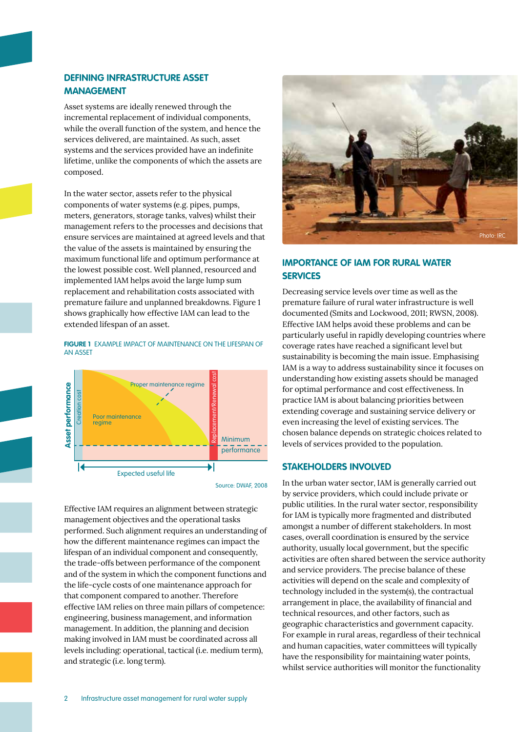## DEFINING INFRASTRUCTURE ASSET MANAGEMENT

Asset systems are ideally renewed through the incremental replacement of individual components, while the overall function of the system, and hence the services delivered, are maintained. As such, asset systems and the services provided have an indefinite lifetime, unlike the components of which the assets are composed.

In the water sector, assets refer to the physical components of water systems (e.g. pipes, pumps, meters, generators, storage tanks, valves) whilst their management refers to the processes and decisions that ensure services are maintained at agreed levels and that the value of the assets is maintained by ensuring the maximum functional life and optimum performance at the lowest possible cost. Well planned, resourced and implemented IAM helps avoid the large lump sum replacement and rehabilitation costs associated with premature failure and unplanned breakdowns. Figure 1 shows graphically how effective IAM can lead to the extended lifespan of an asset.

**FIGURE 1** EXAMPLE IMPACT OF MAINTENANCE ON THE LIFESPAN OF AN ASSET

Asset performance | Creation cost | Proper maintenance regime | Poor maintenance regime | Replacement/Renewal cost | Minimum performance | Expected useful life

Source: DWAF, 2008

Effective IAM requires an alignment between strategic management objectives and the operational tasks performed. Such alignment requires an understanding of how the different maintenance regimes can impact the lifespan of an individual component and consequently, the trade-offs between performance of the component and of the system in which the component functions and the life-cycle costs of one maintenance approach for that component compared to another. Therefore effective IAM relies on three main pillars of competence: engineering, business management, and information management. In addition, the planning and decision making involved in IAM must be coordinated across all levels including: operational, tactical (i.e. medium term), and strategic (i.e. long term).

Photo: IRC

## IMPORTANCE OF IAM FOR RURAL WATER SERVICES

Decreasing service levels over time as well as the premature failure of rural water infrastructure is well documented (Smits and Lockwood, 2011; RWSN, 2008). Effective IAM helps avoid these problems and can be particularly useful in rapidly developing countries where coverage rates have reached a significant level but sustainability is becoming the main issue. Emphasising IAM is a way to address sustainability since it focuses on understanding how existing assets should be managed for optimal performance and cost effectiveness. In practice IAM is about balancing priorities between extending coverage and sustaining service delivery or even increasing the level of existing services. The chosen balance depends on strategic choices related to levels of services provided to the population.

## STAKEHOLDERS INVOLVED

In the urban water sector, IAM is generally carried out by service providers, which could include private or public utilities. In the rural water sector, responsibility for IAM is typically more fragmented and distributed amongst a number of different stakeholders. In most cases, overall coordination is ensured by the service authority, usually local government, but the specific activities are often shared between the service authority and service providers. The precise balance of these activities will depend on the scale and complexity of technology included in the system(s), the contractual arrangement in place, the availability of financial and technical resources, and other factors, such as geographic characteristics and government capacity. For example in rural areas, regardless of their technical and human capacities, water committees will typically have the responsibility for maintaining water points, whilst service authorities will monitor the functionality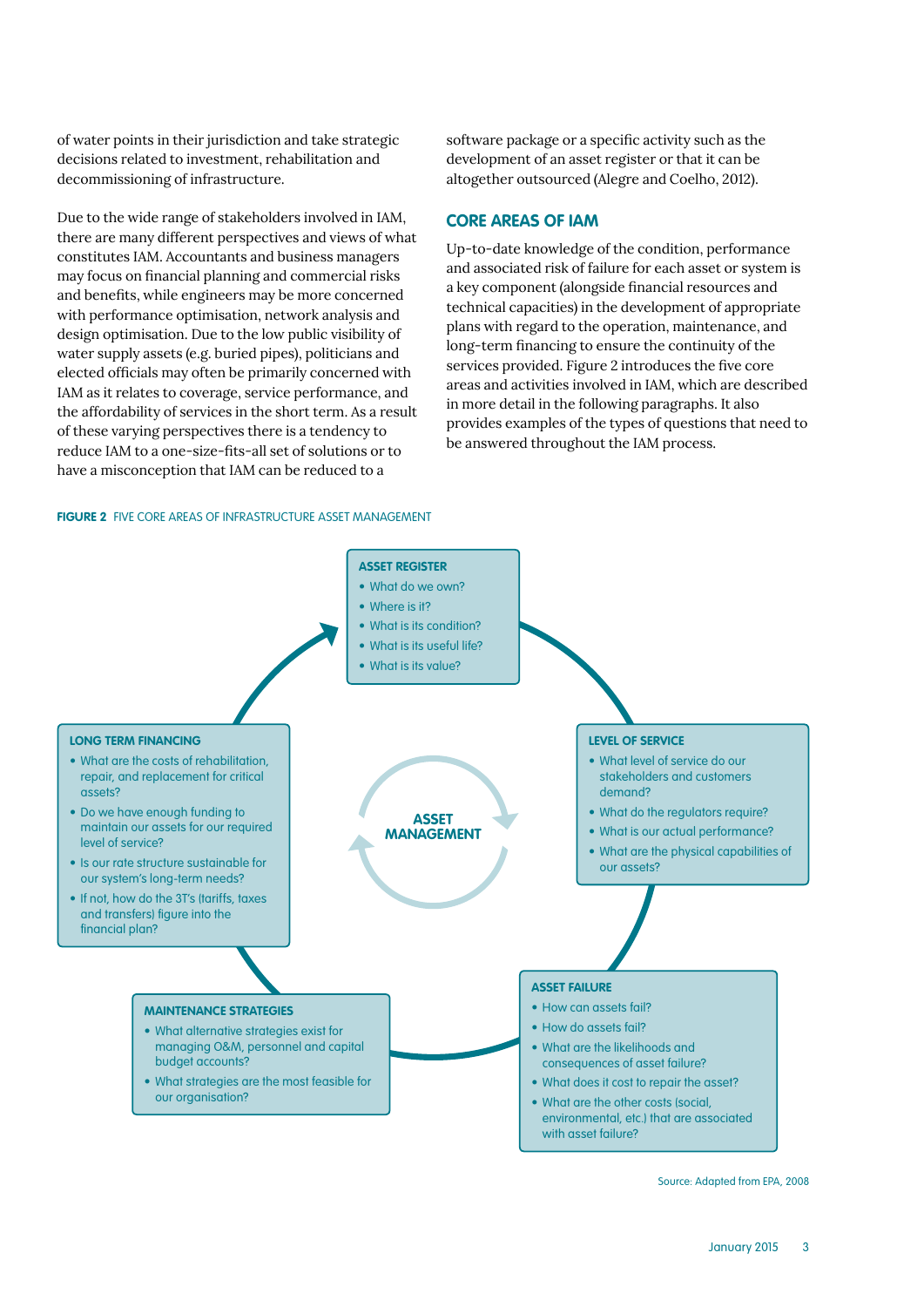of water points in their jurisdiction and take strategic decisions related to investment, rehabilitation and decommissioning of infrastructure.

Due to the wide range of stakeholders involved in IAM, there are many different perspectives and views of what constitutes IAM. Accountants and business managers may focus on financial planning and commercial risks and benefits, while engineers may be more concerned with performance optimisation, network analysis and design optimisation. Due to the low public visibility of water supply assets (e.g. buried pipes), politicians and elected officials may often be primarily concerned with IAM as it relates to coverage, service performance, and the affordability of services in the short term. As a result of these varying perspectives there is a tendency to reduce IAM to a one-size-fits-all set of solutions or to have a misconception that IAM can be reduced to a software package or a specific activity such as the development of an asset register or that it can be altogether outsourced (Alegre and Coelho, 2012).

## CORE AREAS OF IAM

Up-to-date knowledge of the condition, performance and associated risk of failure for each asset or system is a key component (alongside financial resources and technical capacities) in the development of appropriate plans with regard to the operation, maintenance, and long-term financing to ensure the continuity of the services provided. Figure 2 introduces the five core areas and activities involved in IAM, which are described in more detail in the following paragraphs. It also provides examples of the types of questions that need to be answered throughout the IAM process.

**FIGURE 2** FIVE CORE AREAS OF INFRASTRUCTURE ASSET MANAGEMENT

**ASSET MANAGEMENT**

**ASSET REGISTER**
- What do we own?
- Where is it?
- What is its condition?
- What is its useful life?
- What is its value?

**LEVEL OF SERVICE**
- What level of service do our stakeholders and customers demand?
- What do the regulators require?
- What is our actual performance?
- What are the physical capabilities of our assets?

**ASSET FAILURE**
- How can assets fail?
- How do assets fail?
- What are the likelihoods and consequences of asset failure?
- What does it cost to repair the asset?
- What are the other costs (social, environmental, etc.) that are associated with asset failure?

**MAINTENANCE STRATEGIES**
- What alternative strategies exist for managing O&M, personnel and capital budget accounts?
- What strategies are the most feasible for our organisation?

**LONG TERM FINANCING**
- What are the costs of rehabilitation, repair, and replacement for critical assets?
- Do we have enough funding to maintain our assets for our required level of service?
- Is our rate structure sustainable for our system's long-term needs?
- If not, how do the 3T's (tariffs, taxes and transfers) figure into the financial plan?

Source: Adapted from EPA, 2008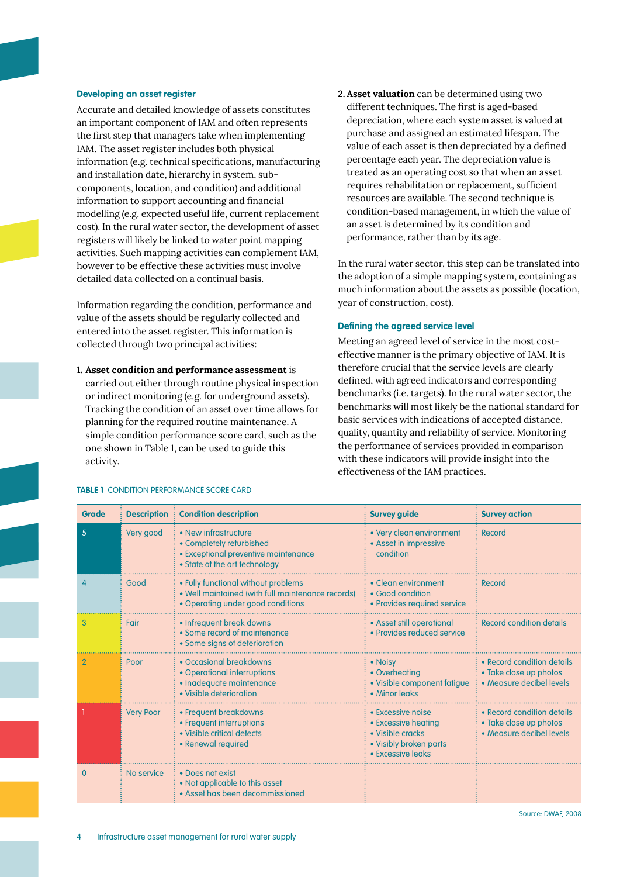### Developing an asset register

Accurate and detailed knowledge of assets constitutes an important component of IAM and often represents the first step that managers take when implementing IAM. The asset register includes both physical information (e.g. technical specifications, manufacturing and installation date, hierarchy in system, sub-components, location, and condition) and additional information to support accounting and financial modelling (e.g. expected useful life, current replacement cost). In the rural water sector, the development of asset registers will likely be linked to water point mapping activities. Such mapping activities can complement IAM, however to be effective these activities must involve detailed data collected on a continual basis.

Information regarding the condition, performance and value of the assets should be regularly collected and entered into the asset register. This information is collected through two principal activities:

1. **Asset condition and performance assessment** is carried out either through routine physical inspection or indirect monitoring (e.g. for underground assets). Tracking the condition of an asset over time allows for planning for the required routine maintenance. A simple condition performance score card, such as the one shown in Table 1, can be used to guide this activity.
2. **Asset valuation** can be determined using two different techniques. The first is aged-based depreciation, where each system asset is valued at purchase and assigned an estimated lifespan. The value of each asset is then depreciated by a defined percentage each year. The depreciation value is treated as an operating cost so that when an asset requires rehabilitation or replacement, sufficient resources are available. The second technique is condition-based management, in which the value of an asset is determined by its condition and performance, rather than by its age.

In the rural water sector, this step can be translated into the adoption of a simple mapping system, containing as much information about the assets as possible (location, year of construction, cost).

### Defining the agreed service level

Meeting an agreed level of service in the most cost-effective manner is the primary objective of IAM. It is therefore crucial that the service levels are clearly defined, with agreed indicators and corresponding benchmarks (i.e. targets). In the rural water sector, the benchmarks will most likely be the national standard for basic services with indications of accepted distance, quality, quantity and reliability of service. Monitoring the performance of services provided in comparison with these indicators will provide insight into the effectiveness of the IAM practices.

**TABLE 1** CONDITION PERFORMANCE SCORE CARD

| Grade | Description | Condition description | Survey guide | Survey action |
|---|---|---|---|---|
| 5 | Very good | • New infrastructure<br>• Completely refurbished<br>• Exceptional preventive maintenance<br>• State of the art technology | • Very clean environment<br>• Asset in impressive condition | Record |
| 4 | Good | • Fully functional without problems<br>• Well maintained (with full maintenance records)<br>• Operating under good conditions | • Clean environment<br>• Good condition<br>• Provides required service | Record |
| 3 | Fair | • Infrequent break downs<br>• Some record of maintenance<br>• Some signs of deterioration | • Asset still operational<br>• Provides reduced service | Record condition details |
| 2 | Poor | • Occasional breakdowns<br>• Operational interruptions<br>• Inadequate maintenance<br>• Visible deterioration | • Noisy<br>• Overheating<br>• Visible component fatigue<br>• Minor leaks | • Record condition details<br>• Take close up photos<br>• Measure decibel levels |
| 1 | Very Poor | • Frequent breakdowns<br>• Frequent interruptions<br>• Visible critical defects<br>• Renewal required | • Excessive noise<br>• Excessive heating<br>• Visible cracks<br>• Visibly broken parts<br>• Excessive leaks | • Record condition details<br>• Take close up photos<br>• Measure decibel levels |
| 0 | No service | • Does not exist<br>• Not applicable to this asset<br>• Asset has been decommissioned | | |

Source: DWAF, 2008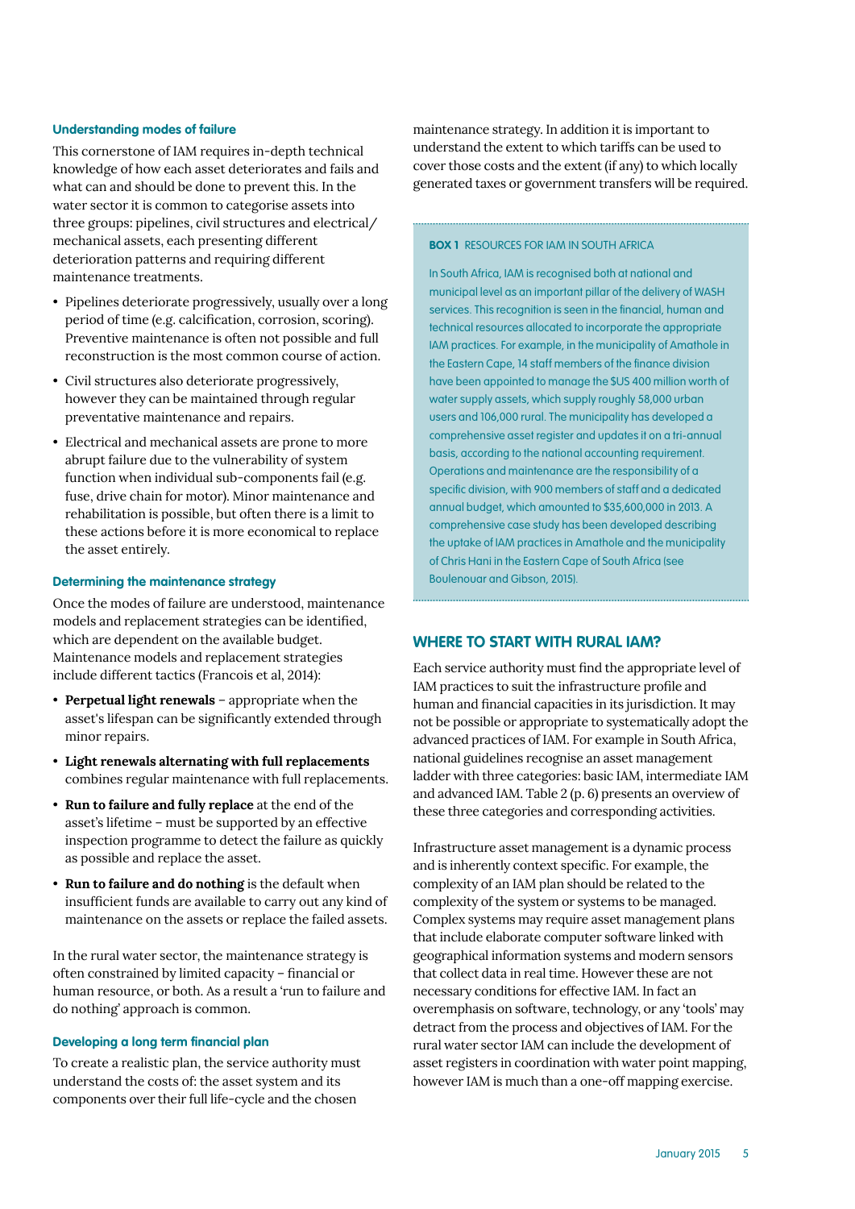### Understanding modes of failure

This cornerstone of IAM requires in-depth technical knowledge of how each asset deteriorates and fails and what can and should be done to prevent this. In the water sector it is common to categorise assets into three groups: pipelines, civil structures and electrical/mechanical assets, each presenting different deterioration patterns and requiring different maintenance treatments.

- Pipelines deteriorate progressively, usually over a long period of time (e.g. calcification, corrosion, scoring). Preventive maintenance is often not possible and full reconstruction is the most common course of action.
- Civil structures also deteriorate progressively, however they can be maintained through regular preventative maintenance and repairs.
- Electrical and mechanical assets are prone to more abrupt failure due to the vulnerability of system function when individual sub-components fail (e.g. fuse, drive chain for motor). Minor maintenance and rehabilitation is possible, but often there is a limit to these actions before it is more economical to replace the asset entirely.

### Determining the maintenance strategy

Once the modes of failure are understood, maintenance models and replacement strategies can be identified, which are dependent on the available budget. Maintenance models and replacement strategies include different tactics (Francois et al, 2014):

- **Perpetual light renewals** – appropriate when the asset's lifespan can be significantly extended through minor repairs.
- **Light renewals alternating with full replacements** combines regular maintenance with full replacements.
- **Run to failure and fully replace** at the end of the asset's lifetime – must be supported by an effective inspection programme to detect the failure as quickly as possible and replace the asset.
- **Run to failure and do nothing** is the default when insufficient funds are available to carry out any kind of maintenance on the assets or replace the failed assets.

In the rural water sector, the maintenance strategy is often constrained by limited capacity – financial or human resource, or both. As a result a 'run to failure and do nothing' approach is common.

### Developing a long term financial plan

To create a realistic plan, the service authority must understand the costs of: the asset system and its components over their full life-cycle and the chosen maintenance strategy. In addition it is important to understand the extent to which tariffs can be used to cover those costs and the extent (if any) to which locally generated taxes or government transfers will be required.

> **BOX 1** RESOURCES FOR IAM IN SOUTH AFRICA
>
> In South Africa, IAM is recognised both at national and municipal level as an important pillar of the delivery of WASH services. This recognition is seen in the financial, human and technical resources allocated to incorporate the appropriate IAM practices. For example, in the municipality of Amathole in the Eastern Cape, 14 staff members of the finance division have been appointed to manage the $US 400 million worth of water supply assets, which supply roughly 58,000 urban users and 106,000 rural. The municipality has developed a comprehensive asset register and updates it on a tri-annual basis, according to the national accounting requirement. Operations and maintenance are the responsibility of a specific division, with 900 members of staff and a dedicated annual budget, which amounted to $35,600,000 in 2013. A comprehensive case study has been developed describing the uptake of IAM practices in Amathole and the municipality of Chris Hani in the Eastern Cape of South Africa (see Boulenouar and Gibson, 2015).

## WHERE TO START WITH RURAL IAM?

Each service authority must find the appropriate level of IAM practices to suit the infrastructure profile and human and financial capacities in its jurisdiction. It may not be possible or appropriate to systematically adopt the advanced practices of IAM. For example in South Africa, national guidelines recognise an asset management ladder with three categories: basic IAM, intermediate IAM and advanced IAM. Table 2 (p. 6) presents an overview of these three categories and corresponding activities.

Infrastructure asset management is a dynamic process and is inherently context specific. For example, the complexity of an IAM plan should be related to the complexity of the system or systems to be managed. Complex systems may require asset management plans that include elaborate computer software linked with geographical information systems and modern sensors that collect data in real time. However these are not necessary conditions for effective IAM. In fact an overemphasis on software, technology, or any 'tools' may detract from the process and objectives of IAM. For the rural water sector IAM can include the development of asset registers in coordination with water point mapping, however IAM is much than a one-off mapping exercise.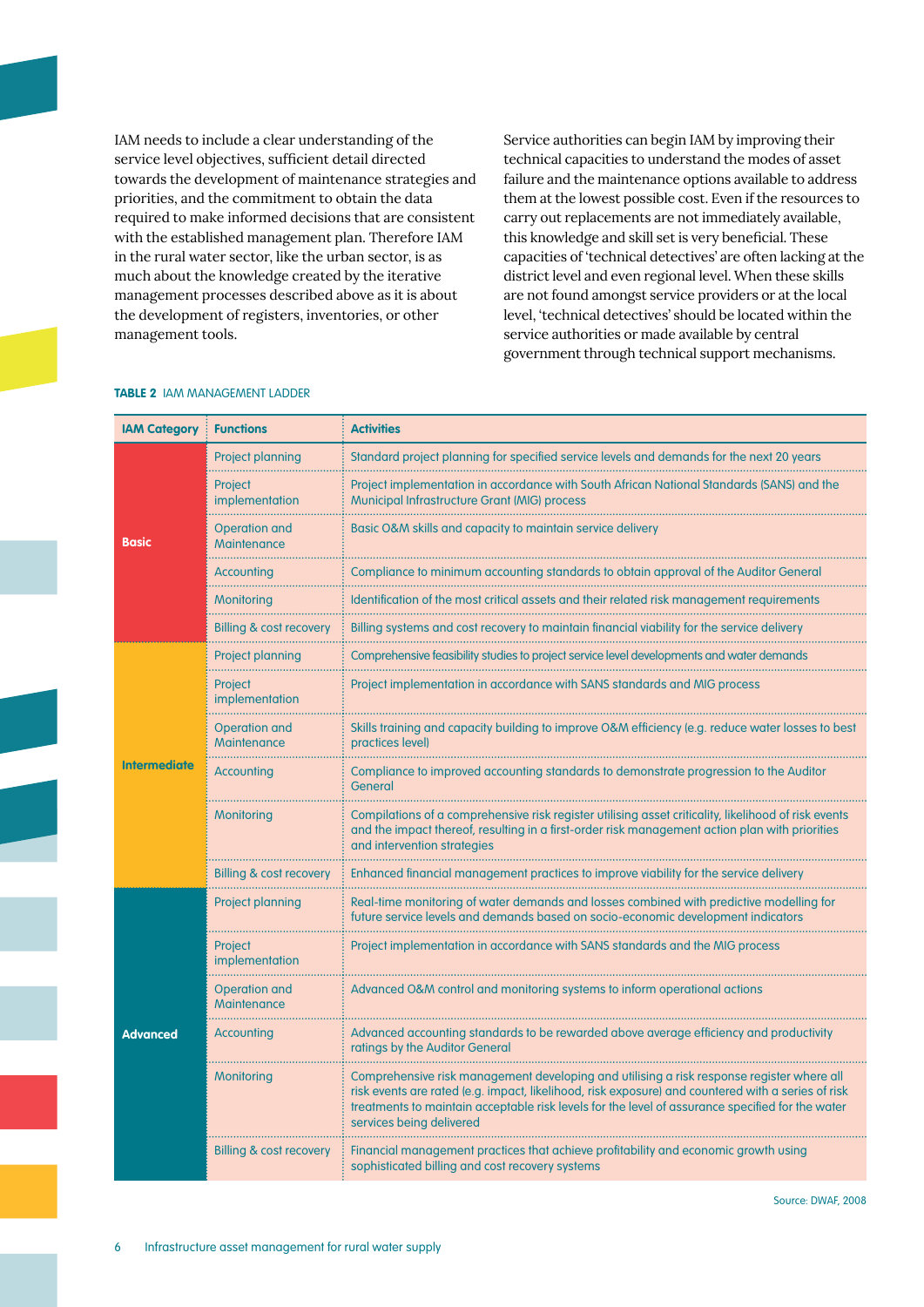IAM needs to include a clear understanding of the service level objectives, sufficient detail directed towards the development of maintenance strategies and priorities, and the commitment to obtain the data required to make informed decisions that are consistent with the established management plan. Therefore IAM in the rural water sector, like the urban sector, is as much about the knowledge created by the iterative management processes described above as it is about the development of registers, inventories, or other management tools.

Service authorities can begin IAM by improving their technical capacities to understand the modes of asset failure and the maintenance options available to address them at the lowest possible cost. Even if the resources to carry out replacements are not immediately available, this knowledge and skill set is very beneficial. These capacities of 'technical detectives' are often lacking at the district level and even regional level. When these skills are not found amongst service providers or at the local level, 'technical detectives' should be located within the service authorities or made available by central government through technical support mechanisms.

**TABLE 2** IAM MANAGEMENT LADDER

| IAM Category | Functions | Activities |
|---|---|---|
| Basic | Project planning | Standard project planning for specified service levels and demands for the next 20 years |
| | Project implementation | Project implementation in accordance with South African National Standards (SANS) and the Municipal Infrastructure Grant (MIG) process |
| | Operation and Maintenance | Basic O&M skills and capacity to maintain service delivery |
| | Accounting | Compliance to minimum accounting standards to obtain approval of the Auditor General |
| | Monitoring | Identification of the most critical assets and their related risk management requirements |
| | Billing & cost recovery | Billing systems and cost recovery to maintain financial viability for the service delivery |
| Intermediate | Project planning | Comprehensive feasibility studies to project service level developments and water demands |
| | Project implementation | Project implementation in accordance with SANS standards and MIG process |
| | Operation and Maintenance | Skills training and capacity building to improve O&M efficiency (e.g. reduce water losses to best practices level) |
| | Accounting | Compliance to improved accounting standards to demonstrate progression to the Auditor General |
| | Monitoring | Compilations of a comprehensive risk register utilising asset criticality, likelihood of risk events and the impact thereof, resulting in a first-order risk management action plan with priorities and intervention strategies |
| | Billing & cost recovery | Enhanced financial management practices to improve viability for the service delivery |
| Advanced | Project planning | Real-time monitoring of water demands and losses combined with predictive modelling for future service levels and demands based on socio-economic development indicators |
| | Project implementation | Project implementation in accordance with SANS standards and the MIG process |
| | Operation and Maintenance | Advanced O&M control and monitoring systems to inform operational actions |
| | Accounting | Advanced accounting standards to be rewarded above average efficiency and productivity ratings by the Auditor General |
| | Monitoring | Comprehensive risk management developing and utilising a risk response register where all risk events are rated (e.g. impact, likelihood, risk exposure) and countered with a series of risk treatments to maintain acceptable risk levels for the level of assurance specified for the water services being delivered |
| | Billing & cost recovery | Financial management practices that achieve profitability and economic growth using sophisticated billing and cost recovery systems |

Source: DWAF, 2008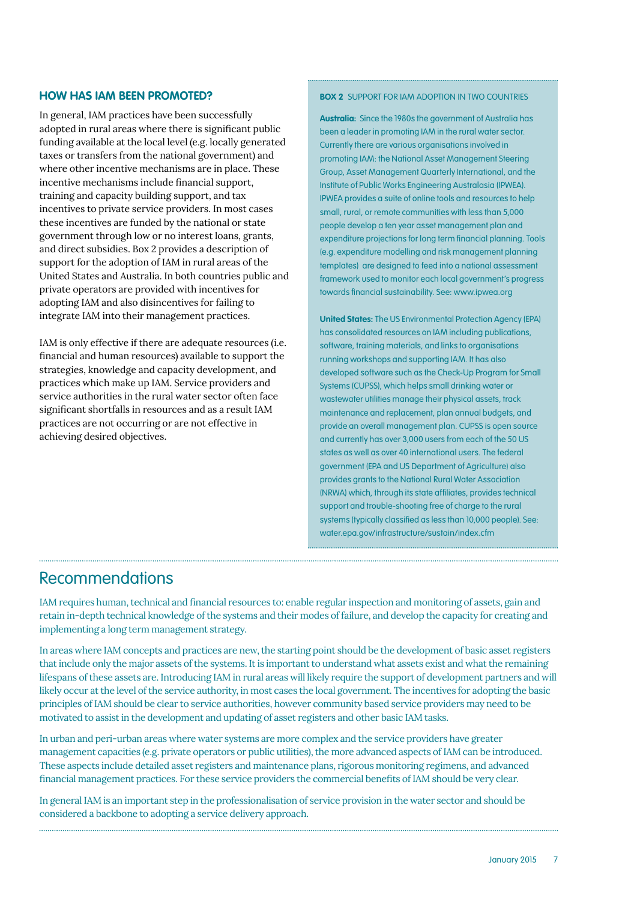## HOW HAS IAM BEEN PROMOTED?

In general, IAM practices have been successfully adopted in rural areas where there is significant public funding available at the local level (e.g. locally generated taxes or transfers from the national government) and where other incentive mechanisms are in place. These incentive mechanisms include financial support, training and capacity building support, and tax incentives to private service providers. In most cases these incentives are funded by the national or state government through low or no interest loans, grants, and direct subsidies. Box 2 provides a description of support for the adoption of IAM in rural areas of the United States and Australia. In both countries public and private operators are provided with incentives for adopting IAM and also disincentives for failing to integrate IAM into their management practices.

IAM is only effective if there are adequate resources (i.e. financial and human resources) available to support the strategies, knowledge and capacity development, and practices which make up IAM. Service providers and service authorities in the rural water sector often face significant shortfalls in resources and as a result IAM practices are not occurring or are not effective in achieving desired objectives.

**BOX 2** SUPPORT FOR IAM ADOPTION IN TWO COUNTRIES

**Australia:** Since the 1980s the government of Australia has been a leader in promoting IAM in the rural water sector. Currently there are various organisations involved in promoting IAM: the National Asset Management Steering Group, Asset Management Quarterly International, and the Institute of Public Works Engineering Australasia (IPWEA). IPWEA provides a suite of online tools and resources to help small, rural, or remote communities with less than 5,000 people develop a ten year asset management plan and expenditure projections for long term financial planning. Tools (e.g. expenditure modelling and risk management planning templates) are designed to feed into a national assessment framework used to monitor each local government's progress towards financial sustainability. See: www.ipwea.org

**United States:** The US Environmental Protection Agency (EPA) has consolidated resources on IAM including publications, software, training materials, and links to organisations running workshops and supporting IAM. It has also developed software such as the Check-Up Program for Small Systems (CUPSS), which helps small drinking water or wastewater utilities manage their physical assets, track maintenance and replacement, plan annual budgets, and provide an overall management plan. CUPSS is open source and currently has over 3,000 users from each of the 50 US states as well as over 40 international users. The federal government (EPA and US Department of Agriculture) also provides grants to the National Rural Water Association (NRWA) which, through its state affiliates, provides technical support and trouble-shooting free of charge to the rural systems (typically classified as less than 10,000 people). See: water.epa.gov/infrastructure/sustain/index.cfm

# Recommendations

IAM requires human, technical and financial resources to: enable regular inspection and monitoring of assets, gain and retain in-depth technical knowledge of the systems and their modes of failure, and develop the capacity for creating and implementing a long term management strategy.

In areas where IAM concepts and practices are new, the starting point should be the development of basic asset registers that include only the major assets of the systems. It is important to understand what assets exist and what the remaining lifespans of these assets are. Introducing IAM in rural areas will likely require the support of development partners and will likely occur at the level of the service authority, in most cases the local government. The incentives for adopting the basic principles of IAM should be clear to service authorities, however community based service providers may need to be motivated to assist in the development and updating of asset registers and other basic IAM tasks.

In urban and peri-urban areas where water systems are more complex and the service providers have greater management capacities (e.g. private operators or public utilities), the more advanced aspects of IAM can be introduced. These aspects include detailed asset registers and maintenance plans, rigorous monitoring regimens, and advanced financial management practices. For these service providers the commercial benefits of IAM should be very clear.

In general IAM is an important step in the professionalisation of service provision in the water sector and should be considered a backbone to adopting a service delivery approach.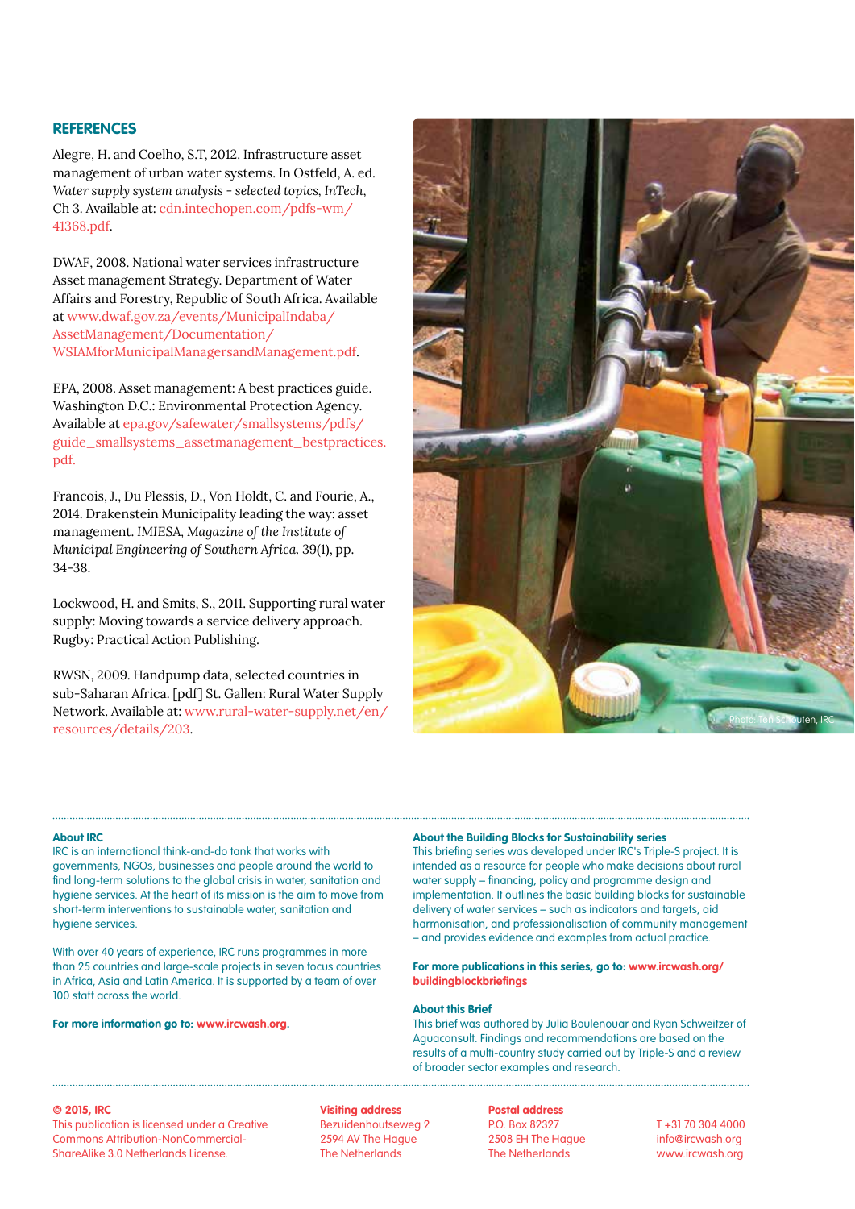## REFERENCES

Alegre, H. and Coelho, S.T, 2012. Infrastructure asset management of urban water systems. In Ostfeld, A. ed. *Water supply system analysis - selected topics, InTech*, Ch 3. Available at: cdn.intechopen.com/pdfs-wm/41368.pdf.

DWAF, 2008. National water services infrastructure Asset management Strategy. Department of Water Affairs and Forestry, Republic of South Africa. Available at www.dwaf.gov.za/events/MunicipalIndaba/AssetManagement/Documentation/WSIAMforMunicipalManagersandManagement.pdf.

EPA, 2008. Asset management: A best practices guide. Washington D.C.: Environmental Protection Agency. Available at epa.gov/safewater/smallsystems/pdfs/guide_smallsystems_assetmanagement_bestpractices.pdf.

Francois, J., Du Plessis, D., Von Holdt, C. and Fourie, A., 2014. Drakenstein Municipality leading the way: asset management. *IMIESA, Magazine of the Institute of Municipal Engineering of Southern Africa.* 39(1), pp. 34-38.

Lockwood, H. and Smits, S., 2011. Supporting rural water supply: Moving towards a service delivery approach. Rugby: Practical Action Publishing.

RWSN, 2009. Handpump data, selected countries in sub-Saharan Africa. [pdf] St. Gallen: Rural Water Supply Network. Available at: www.rural-water-supply.net/en/resources/details/203.

Photo: Ton Schouten, IRC

**About IRC**
IRC is an international think-and-do tank that works with governments, NGOs, businesses and people around the world to find long-term solutions to the global crisis in water, sanitation and hygiene services. At the heart of its mission is the aim to move from short-term interventions to sustainable water, sanitation and hygiene services.

With over 40 years of experience, IRC runs programmes in more than 25 countries and large-scale projects in seven focus countries in Africa, Asia and Latin America. It is supported by a team of over 100 staff across the world.

**For more information go to: www.ircwash.org.**

**About the Building Blocks for Sustainability series**
This briefing series was developed under IRC's Triple-S project. It is intended as a resource for people who make decisions about rural water supply – financing, policy and programme design and implementation. It outlines the basic building blocks for sustainable delivery of water services – such as indicators and targets, aid harmonisation, and professionalisation of community management – and provides evidence and examples from actual practice.

**For more publications in this series, go to: www.ircwash.org/buildingblockbriefings**

**About this Brief**
This brief was authored by Julia Boulenouar and Ryan Schweitzer of Aguaconsult. Findings and recommendations are based on the results of a multi-country study carried out by Triple-S and a review of broader sector examples and research.

**© 2015, IRC**
This publication is licensed under a Creative Commons Attribution-NonCommercial-ShareAlike 3.0 Netherlands License.

**Visiting address**
Bezuidenhoutseweg 2
2594 AV The Hague
The Netherlands

**Postal address**
P.O. Box 82327
2508 EH The Hague
The Netherlands

T +31 70 304 4000
info@ircwash.org
www.ircwash.org